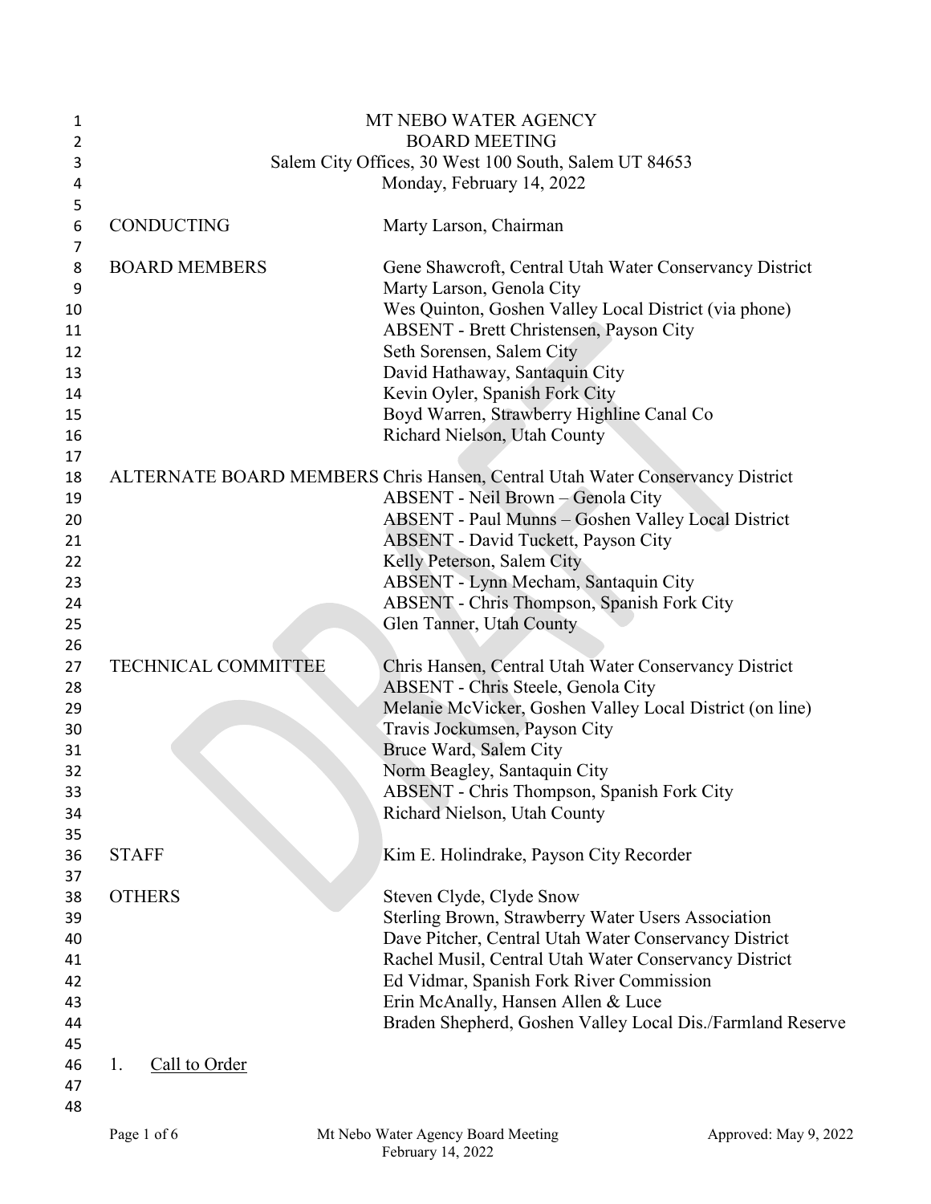# MT NEBO WATER AGENCY
## BOARD MEETING
Salem City Offices, 30 West 100 South, Salem UT 84653
Monday, February 14, 2022

| | |
|---|---|
| CONDUCTING | Marty Larson, Chairman |
| BOARD MEMBERS | Gene Shawcroft, Central Utah Water Conservancy District |
| | Marty Larson, Genola City |
| | Wes Quinton, Goshen Valley Local District (via phone) |
| | ABSENT - Brett Christensen, Payson City |
| | Seth Sorensen, Salem City |
| | David Hathaway, Santaquin City |
| | Kevin Oyler, Spanish Fork City |
| | Boyd Warren, Strawberry Highline Canal Co |
| | Richard Nielson, Utah County |
| ALTERNATE BOARD MEMBERS | Chris Hansen, Central Utah Water Conservancy District |
| | ABSENT - Neil Brown – Genola City |
| | ABSENT - Paul Munns – Goshen Valley Local District |
| | ABSENT - David Tuckett, Payson City |
| | Kelly Peterson, Salem City |
| | ABSENT - Lynn Mecham, Santaquin City |
| | ABSENT - Chris Thompson, Spanish Fork City |
| | Glen Tanner, Utah County |
| TECHNICAL COMMITTEE | Chris Hansen, Central Utah Water Conservancy District |
| | ABSENT - Chris Steele, Genola City |
| | Melanie McVicker, Goshen Valley Local District (on line) |
| | Travis Jockumsen, Payson City |
| | Bruce Ward, Salem City |
| | Norm Beagley, Santaquin City |
| | ABSENT - Chris Thompson, Spanish Fork City |
| | Richard Nielson, Utah County |
| STAFF | Kim E. Holindrake, Payson City Recorder |
| OTHERS | Steven Clyde, Clyde Snow |
| | Sterling Brown, Strawberry Water Users Association |
| | Dave Pitcher, Central Utah Water Conservancy District |
| | Rachel Musil, Central Utah Water Conservancy District |
| | Ed Vidmar, Spanish Fork River Commission |
| | Erin McAnally, Hansen Allen & Luce |
| | Braden Shepherd, Goshen Valley Local Dis./Farmland Reserve |

1. Call to Order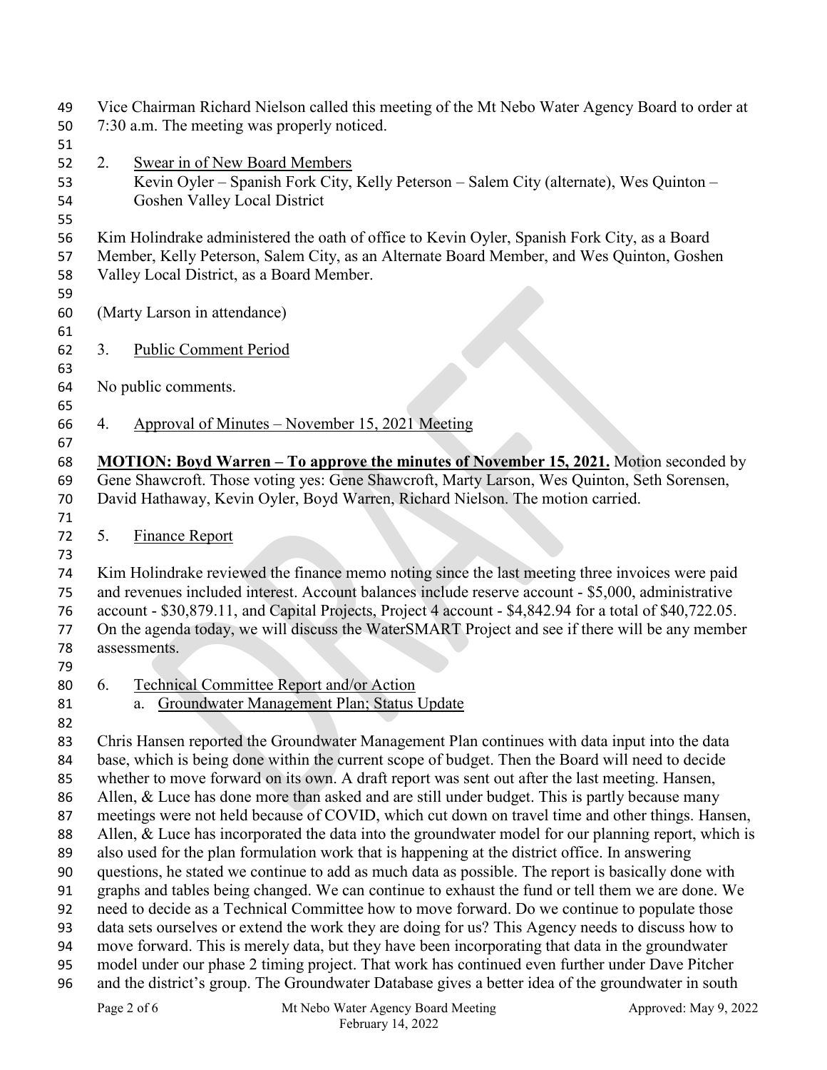Vice Chairman Richard Nielson called this meeting of the Mt Nebo Water Agency Board to order at 7:30 a.m. The meeting was properly noticed.

2. Swear in of New Board Members

   Kevin Oyler – Spanish Fork City, Kelly Peterson – Salem City (alternate), Wes Quinton – Goshen Valley Local District

Kim Holindrake administered the oath of office to Kevin Oyler, Spanish Fork City, as a Board Member, Kelly Peterson, Salem City, as an Alternate Board Member, and Wes Quinton, Goshen Valley Local District, as a Board Member.

(Marty Larson in attendance)

3. Public Comment Period

No public comments.

4. Approval of Minutes – November 15, 2021 Meeting

**MOTION: Boyd Warren – To approve the minutes of November 15, 2021.** Motion seconded by Gene Shawcroft. Those voting yes: Gene Shawcroft, Marty Larson, Wes Quinton, Seth Sorensen, David Hathaway, Kevin Oyler, Boyd Warren, Richard Nielson. The motion carried.

5. Finance Report

Kim Holindrake reviewed the finance memo noting since the last meeting three invoices were paid and revenues included interest. Account balances include reserve account - $5,000, administrative account - $30,879.11, and Capital Projects, Project 4 account - $4,842.94 for a total of $40,722.05. On the agenda today, we will discuss the WaterSMART Project and see if there will be any member assessments.

6. Technical Committee Report and/or Action

   a. Groundwater Management Plan; Status Update

Chris Hansen reported the Groundwater Management Plan continues with data input into the data base, which is being done within the current scope of budget. Then the Board will need to decide whether to move forward on its own. A draft report was sent out after the last meeting. Hansen, Allen, & Luce has done more than asked and are still under budget. This is partly because many meetings were not held because of COVID, which cut down on travel time and other things. Hansen, Allen, & Luce has incorporated the data into the groundwater model for our planning report, which is also used for the plan formulation work that is happening at the district office. In answering questions, he stated we continue to add as much data as possible. The report is basically done with graphs and tables being changed. We can continue to exhaust the fund or tell them we are done. We need to decide as a Technical Committee how to move forward. Do we continue to populate those data sets ourselves or extend the work they are doing for us? This Agency needs to discuss how to move forward. This is merely data, but they have been incorporating that data in the groundwater model under our phase 2 timing project. That work has continued even further under Dave Pitcher and the district's group. The Groundwater Database gives a better idea of the groundwater in south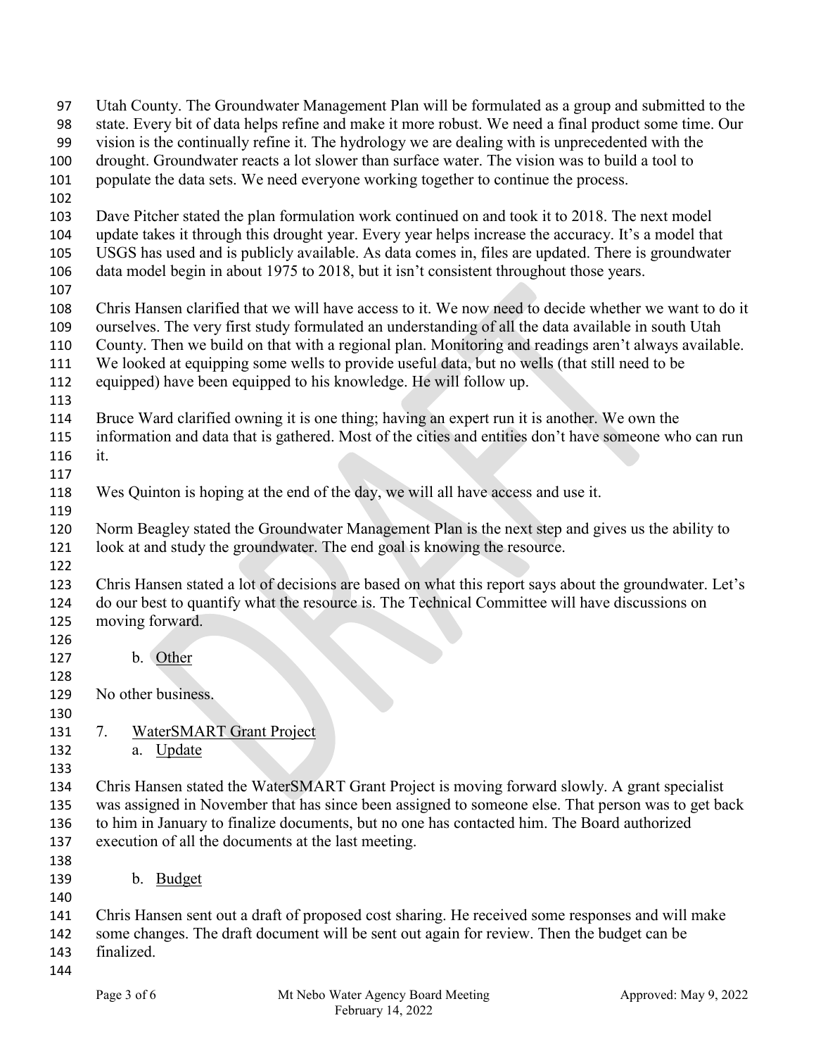Utah County. The Groundwater Management Plan will be formulated as a group and submitted to the state. Every bit of data helps refine and make it more robust. We need a final product some time. Our vision is the continually refine it. The hydrology we are dealing with is unprecedented with the drought. Groundwater reacts a lot slower than surface water. The vision was to build a tool to populate the data sets. We need everyone working together to continue the process.

Dave Pitcher stated the plan formulation work continued on and took it to 2018. The next model update takes it through this drought year. Every year helps increase the accuracy. It's a model that USGS has used and is publicly available. As data comes in, files are updated. There is groundwater data model begin in about 1975 to 2018, but it isn't consistent throughout those years.

Chris Hansen clarified that we will have access to it. We now need to decide whether we want to do it ourselves. The very first study formulated an understanding of all the data available in south Utah County. Then we build on that with a regional plan. Monitoring and readings aren't always available. We looked at equipping some wells to provide useful data, but no wells (that still need to be equipped) have been equipped to his knowledge. He will follow up.

Bruce Ward clarified owning it is one thing; having an expert run it is another. We own the information and data that is gathered. Most of the cities and entities don't have someone who can run it.

Wes Quinton is hoping at the end of the day, we will all have access and use it.

Norm Beagley stated the Groundwater Management Plan is the next step and gives us the ability to look at and study the groundwater. The end goal is knowing the resource.

Chris Hansen stated a lot of decisions are based on what this report says about the groundwater. Let's do our best to quantify what the resource is. The Technical Committee will have discussions on moving forward.

b. Other

No other business.

7. WaterSMART Grant Project

a. Update

Chris Hansen stated the WaterSMART Grant Project is moving forward slowly. A grant specialist was assigned in November that has since been assigned to someone else. That person was to get back to him in January to finalize documents, but no one has contacted him. The Board authorized execution of all the documents at the last meeting.

b. Budget

Chris Hansen sent out a draft of proposed cost sharing. He received some responses and will make some changes. The draft document will be sent out again for review. Then the budget can be finalized.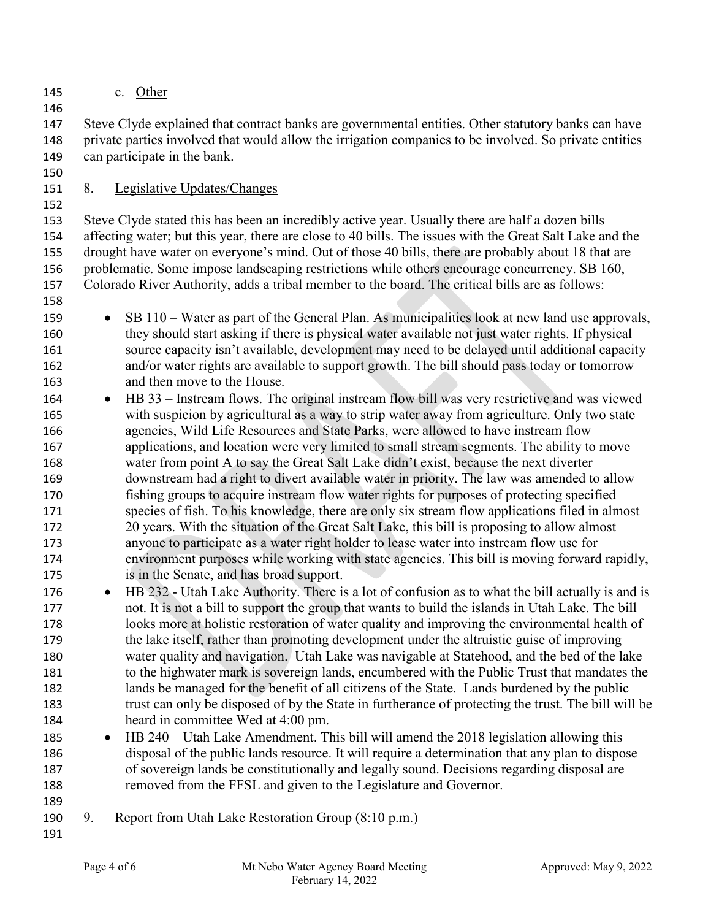c. Other

Steve Clyde explained that contract banks are governmental entities. Other statutory banks can have private parties involved that would allow the irrigation companies to be involved. So private entities can participate in the bank.

8. Legislative Updates/Changes

Steve Clyde stated this has been an incredibly active year. Usually there are half a dozen bills affecting water; but this year, there are close to 40 bills. The issues with the Great Salt Lake and the drought have water on everyone's mind. Out of those 40 bills, there are probably about 18 that are problematic. Some impose landscaping restrictions while others encourage concurrency. SB 160, Colorado River Authority, adds a tribal member to the board. The critical bills are as follows:

- SB 110 – Water as part of the General Plan. As municipalities look at new land use approvals, they should start asking if there is physical water available not just water rights. If physical source capacity isn't available, development may need to be delayed until additional capacity and/or water rights are available to support growth. The bill should pass today or tomorrow and then move to the House.
- HB 33 – Instream flows. The original instream flow bill was very restrictive and was viewed with suspicion by agricultural as a way to strip water away from agriculture. Only two state agencies, Wild Life Resources and State Parks, were allowed to have instream flow applications, and location were very limited to small stream segments. The ability to move water from point A to say the Great Salt Lake didn't exist, because the next diverter downstream had a right to divert available water in priority. The law was amended to allow fishing groups to acquire instream flow water rights for purposes of protecting specified species of fish. To his knowledge, there are only six stream flow applications filed in almost 20 years. With the situation of the Great Salt Lake, this bill is proposing to allow almost anyone to participate as a water right holder to lease water into instream flow use for environment purposes while working with state agencies. This bill is moving forward rapidly, is in the Senate, and has broad support.
- HB 232 - Utah Lake Authority. There is a lot of confusion as to what the bill actually is and is not. It is not a bill to support the group that wants to build the islands in Utah Lake. The bill looks more at holistic restoration of water quality and improving the environmental health of the lake itself, rather than promoting development under the altruistic guise of improving water quality and navigation. Utah Lake was navigable at Statehood, and the bed of the lake to the highwater mark is sovereign lands, encumbered with the Public Trust that mandates the lands be managed for the benefit of all citizens of the State. Lands burdened by the public trust can only be disposed of by the State in furtherance of protecting the trust. The bill will be heard in committee Wed at 4:00 pm.
- HB 240 – Utah Lake Amendment. This bill will amend the 2018 legislation allowing this disposal of the public lands resource. It will require a determination that any plan to dispose of sovereign lands be constitutionally and legally sound. Decisions regarding disposal are removed from the FFSL and given to the Legislature and Governor.

9. Report from Utah Lake Restoration Group (8:10 p.m.)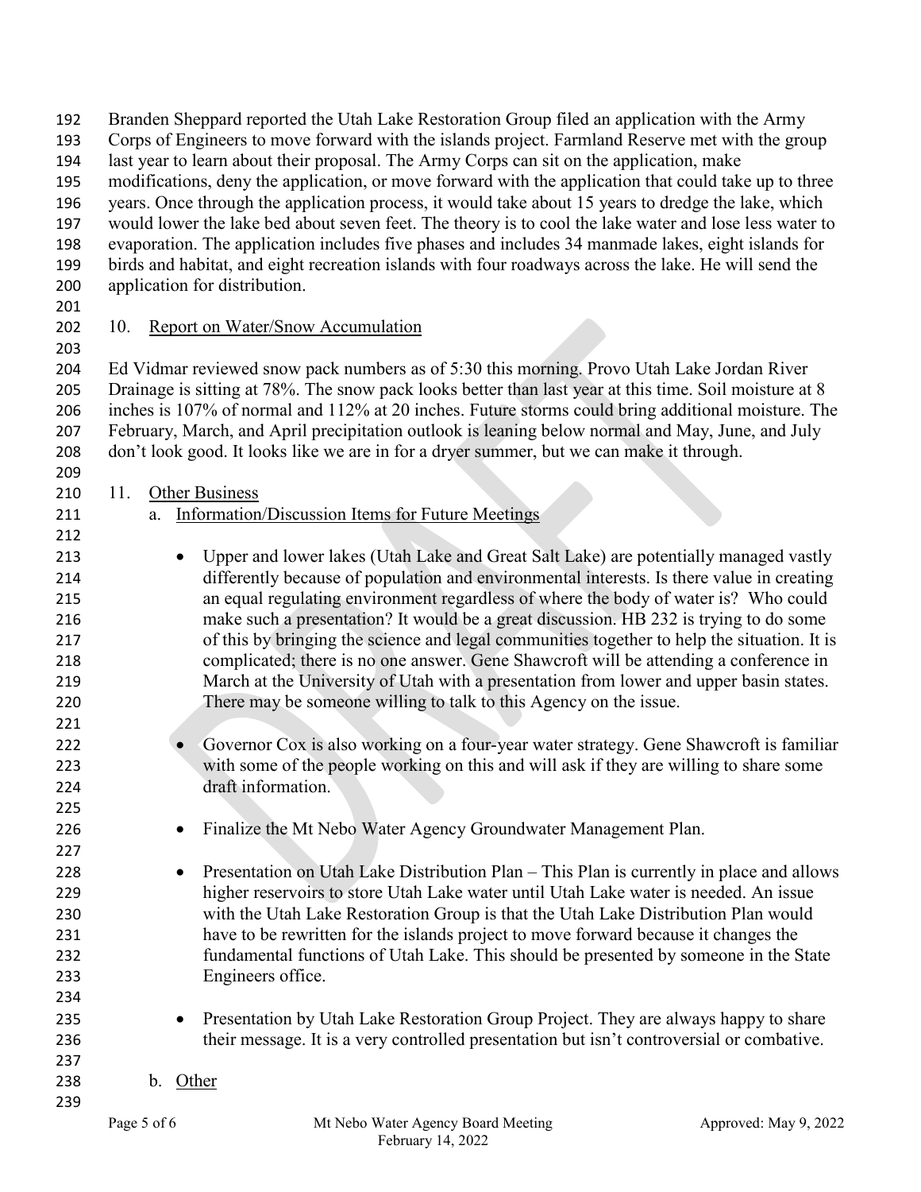Branden Sheppard reported the Utah Lake Restoration Group filed an application with the Army Corps of Engineers to move forward with the islands project. Farmland Reserve met with the group last year to learn about their proposal. The Army Corps can sit on the application, make modifications, deny the application, or move forward with the application that could take up to three years. Once through the application process, it would take about 15 years to dredge the lake, which would lower the lake bed about seven feet. The theory is to cool the lake water and lose less water to evaporation. The application includes five phases and includes 34 manmade lakes, eight islands for birds and habitat, and eight recreation islands with four roadways across the lake. He will send the application for distribution.

10. Report on Water/Snow Accumulation

Ed Vidmar reviewed snow pack numbers as of 5:30 this morning. Provo Utah Lake Jordan River Drainage is sitting at 78%. The snow pack looks better than last year at this time. Soil moisture at 8 inches is 107% of normal and 112% at 20 inches. Future storms could bring additional moisture. The February, March, and April precipitation outlook is leaning below normal and May, June, and July don't look good. It looks like we are in for a dryer summer, but we can make it through.

11. Other Business

a. Information/Discussion Items for Future Meetings

- Upper and lower lakes (Utah Lake and Great Salt Lake) are potentially managed vastly differently because of population and environmental interests. Is there value in creating an equal regulating environment regardless of where the body of water is? Who could make such a presentation? It would be a great discussion. HB 232 is trying to do some of this by bringing the science and legal communities together to help the situation. It is complicated; there is no one answer. Gene Shawcroft will be attending a conference in March at the University of Utah with a presentation from lower and upper basin states. There may be someone willing to talk to this Agency on the issue.

- Governor Cox is also working on a four-year water strategy. Gene Shawcroft is familiar with some of the people working on this and will ask if they are willing to share some draft information.

- Finalize the Mt Nebo Water Agency Groundwater Management Plan.

- Presentation on Utah Lake Distribution Plan – This Plan is currently in place and allows higher reservoirs to store Utah Lake water until Utah Lake water is needed. An issue with the Utah Lake Restoration Group is that the Utah Lake Distribution Plan would have to be rewritten for the islands project to move forward because it changes the fundamental functions of Utah Lake. This should be presented by someone in the State Engineers office.

- Presentation by Utah Lake Restoration Group Project. They are always happy to share their message. It is a very controlled presentation but isn't controversial or combative.

b. Other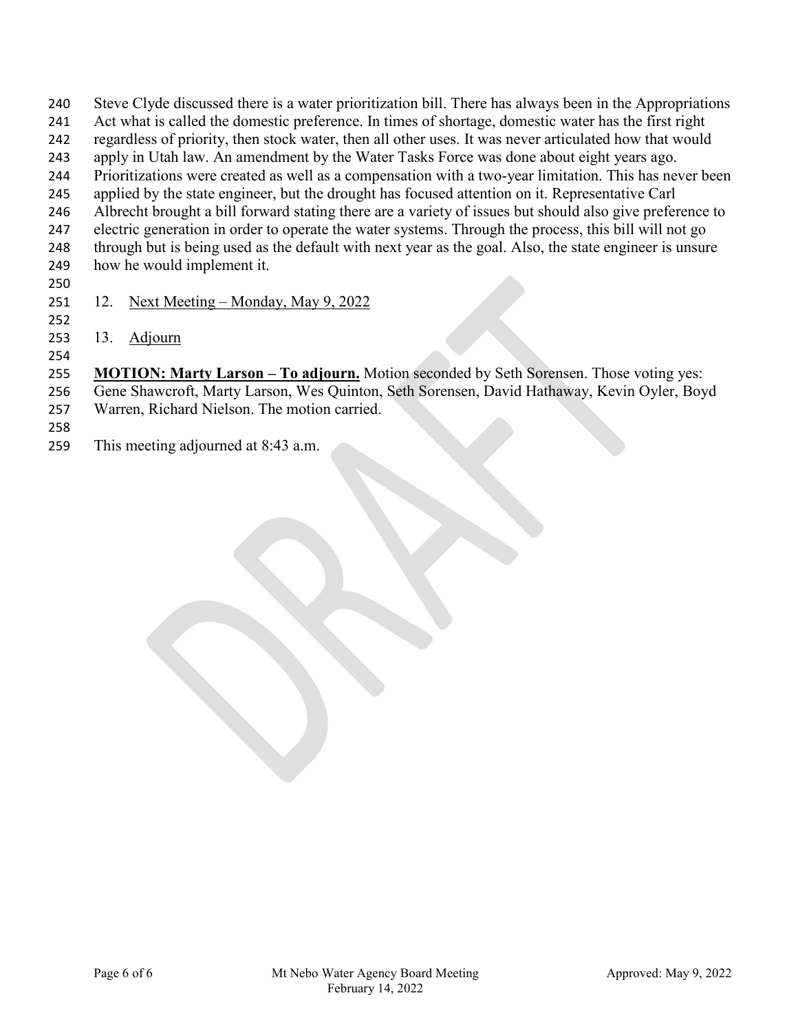Steve Clyde discussed there is a water prioritization bill. There has always been in the Appropriations Act what is called the domestic preference. In times of shortage, domestic water has the first right regardless of priority, then stock water, then all other uses. It was never articulated how that would apply in Utah law. An amendment by the Water Tasks Force was done about eight years ago. Prioritizations were created as well as a compensation with a two-year limitation. This has never been applied by the state engineer, but the drought has focused attention on it. Representative Carl Albrecht brought a bill forward stating there are a variety of issues but should also give preference to electric generation in order to operate the water systems. Through the process, this bill will not go through but is being used as the default with next year as the goal. Also, the state engineer is unsure how he would implement it.

12. Next Meeting – Monday, May 9, 2022

13. Adjourn

**MOTION: Marty Larson – To adjourn.** Motion seconded by Seth Sorensen. Those voting yes: Gene Shawcroft, Marty Larson, Wes Quinton, Seth Sorensen, David Hathaway, Kevin Oyler, Boyd Warren, Richard Nielson. The motion carried.

This meeting adjourned at 8:43 a.m.